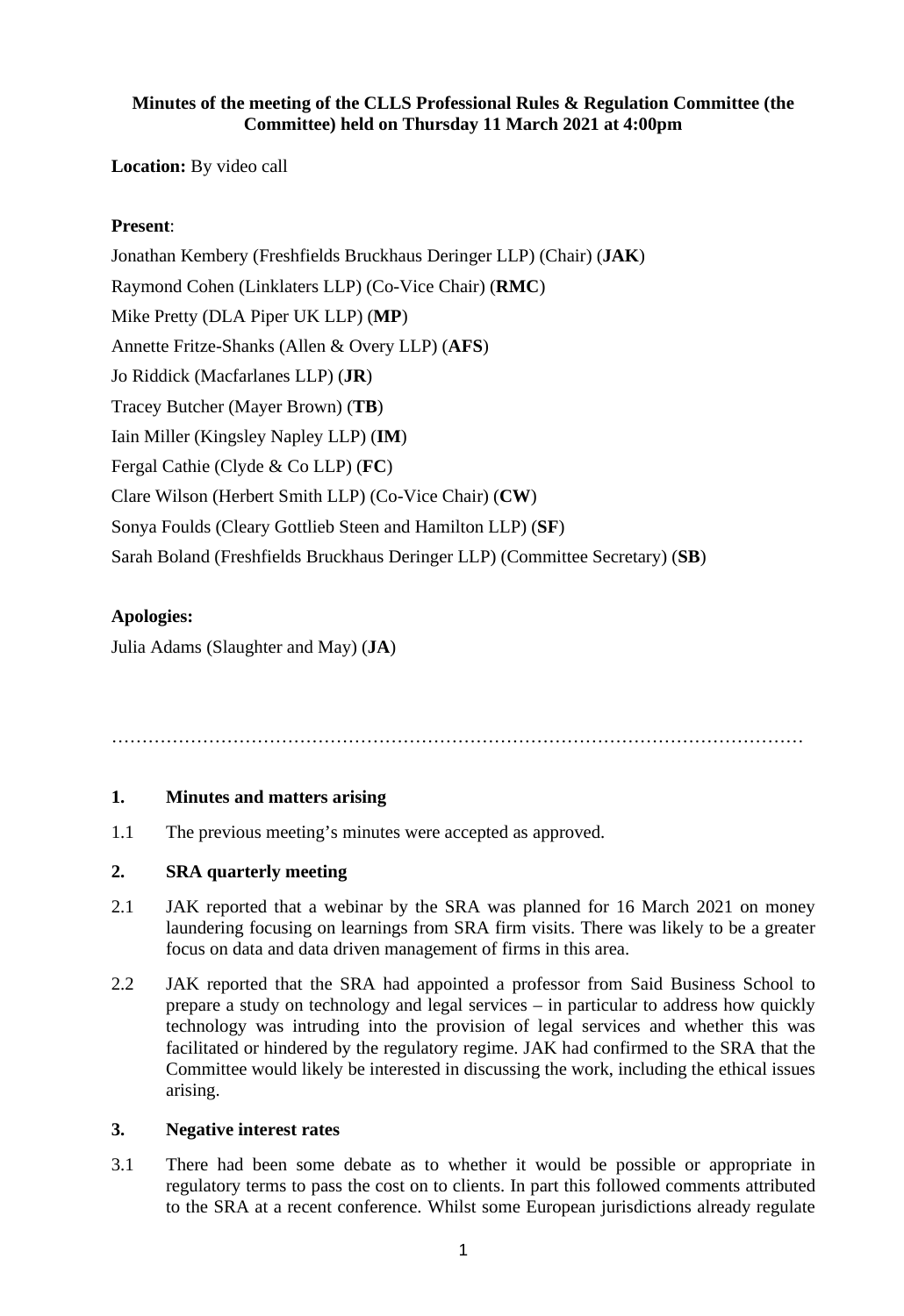**Minutes of the meeting of the CLLS Professional Rules & Regulation Committee (the Committee) held on Thursday 11 March 2021 at 4:00pm**

**Location:** By video call

**Present**:

Jonathan Kembery (Freshfields Bruckhaus Deringer LLP) (Chair) (**JAK**)

Raymond Cohen (Linklaters LLP) (Co-Vice Chair) (**RMC**)

Mike Pretty (DLA Piper UK LLP) (**MP**)

Annette Fritze-Shanks (Allen & Overy LLP) (**AFS**)

Jo Riddick (Macfarlanes LLP) (**JR**)

Tracey Butcher (Mayer Brown) (**TB**)

Iain Miller (Kingsley Napley LLP) (**IM**)

Fergal Cathie (Clyde & Co LLP) (**FC**)

Clare Wilson (Herbert Smith LLP) (Co-Vice Chair) (**CW**)

Sonya Foulds (Cleary Gottlieb Steen and Hamilton LLP) (**SF**)

Sarah Boland (Freshfields Bruckhaus Deringer LLP) (Committee Secretary) (**SB**)

**Apologies:**

Julia Adams (Slaughter and May) (**JA**)

…………………………………………………………………………………………………

## 1. Minutes and matters arising

1.1 The previous meeting's minutes were accepted as approved.

## 2. SRA quarterly meeting

2.1 JAK reported that a webinar by the SRA was planned for 16 March 2021 on money laundering focusing on learnings from SRA firm visits. There was likely to be a greater focus on data and data driven management of firms in this area.

2.2 JAK reported that the SRA had appointed a professor from Said Business School to prepare a study on technology and legal services – in particular to address how quickly technology was intruding into the provision of legal services and whether this was facilitated or hindered by the regulatory regime. JAK had confirmed to the SRA that the Committee would likely be interested in discussing the work, including the ethical issues arising.

## 3. Negative interest rates

3.1 There had been some debate as to whether it would be possible or appropriate in regulatory terms to pass the cost on to clients. In part this followed comments attributed to the SRA at a recent conference. Whilst some European jurisdictions already regulate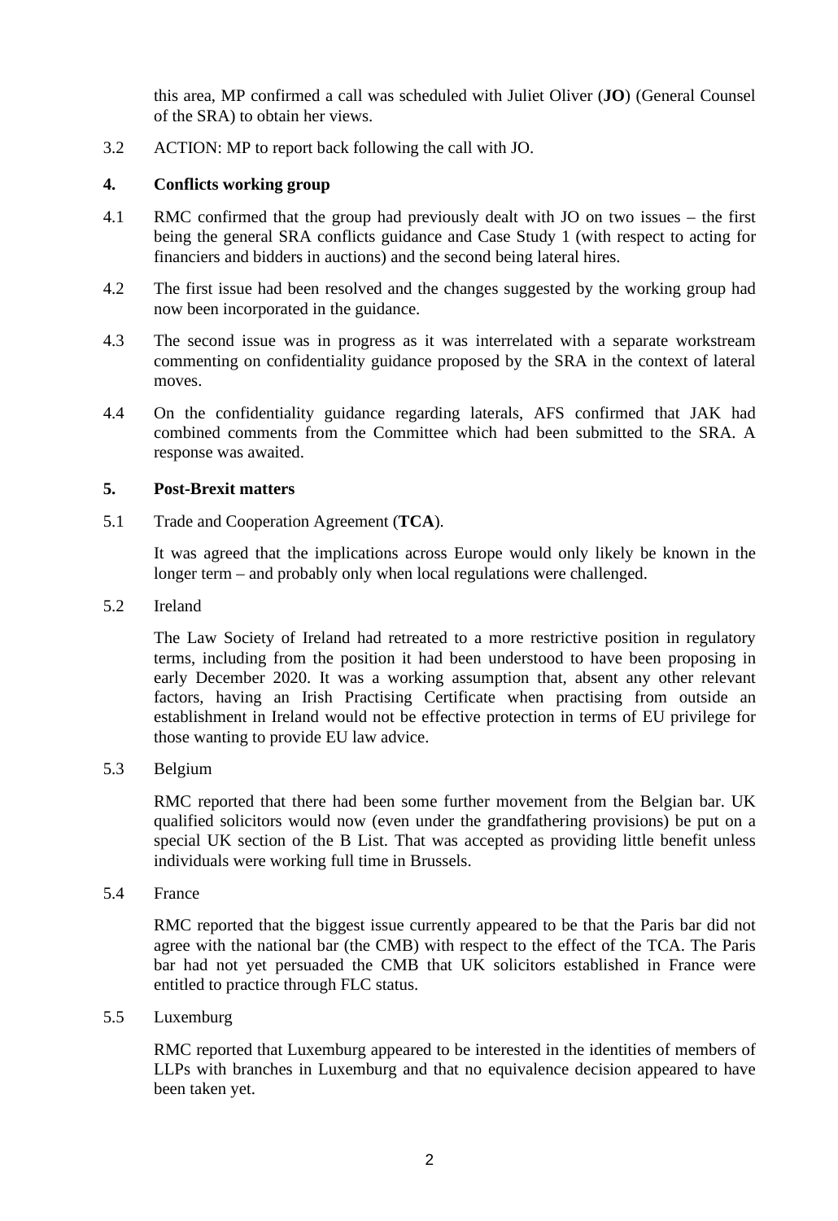this area, MP confirmed a call was scheduled with Juliet Oliver (**JO**) (General Counsel of the SRA) to obtain her views.

3.2 ACTION: MP to report back following the call with JO.

**4. Conflicts working group**

4.1 RMC confirmed that the group had previously dealt with JO on two issues – the first being the general SRA conflicts guidance and Case Study 1 (with respect to acting for financiers and bidders in auctions) and the second being lateral hires.

4.2 The first issue had been resolved and the changes suggested by the working group had now been incorporated in the guidance.

4.3 The second issue was in progress as it was interrelated with a separate workstream commenting on confidentiality guidance proposed by the SRA in the context of lateral moves.

4.4 On the confidentiality guidance regarding laterals, AFS confirmed that JAK had combined comments from the Committee which had been submitted to the SRA. A response was awaited.

**5. Post-Brexit matters**

5.1 Trade and Cooperation Agreement (**TCA**).

It was agreed that the implications across Europe would only likely be known in the longer term – and probably only when local regulations were challenged.

5.2 Ireland

The Law Society of Ireland had retreated to a more restrictive position in regulatory terms, including from the position it had been understood to have been proposing in early December 2020. It was a working assumption that, absent any other relevant factors, having an Irish Practising Certificate when practising from outside an establishment in Ireland would not be effective protection in terms of EU privilege for those wanting to provide EU law advice.

5.3 Belgium

RMC reported that there had been some further movement from the Belgian bar. UK qualified solicitors would now (even under the grandfathering provisions) be put on a special UK section of the B List. That was accepted as providing little benefit unless individuals were working full time in Brussels.

5.4 France

RMC reported that the biggest issue currently appeared to be that the Paris bar did not agree with the national bar (the CMB) with respect to the effect of the TCA. The Paris bar had not yet persuaded the CMB that UK solicitors established in France were entitled to practice through FLC status.

5.5 Luxemburg

RMC reported that Luxemburg appeared to be interested in the identities of members of LLPs with branches in Luxemburg and that no equivalence decision appeared to have been taken yet.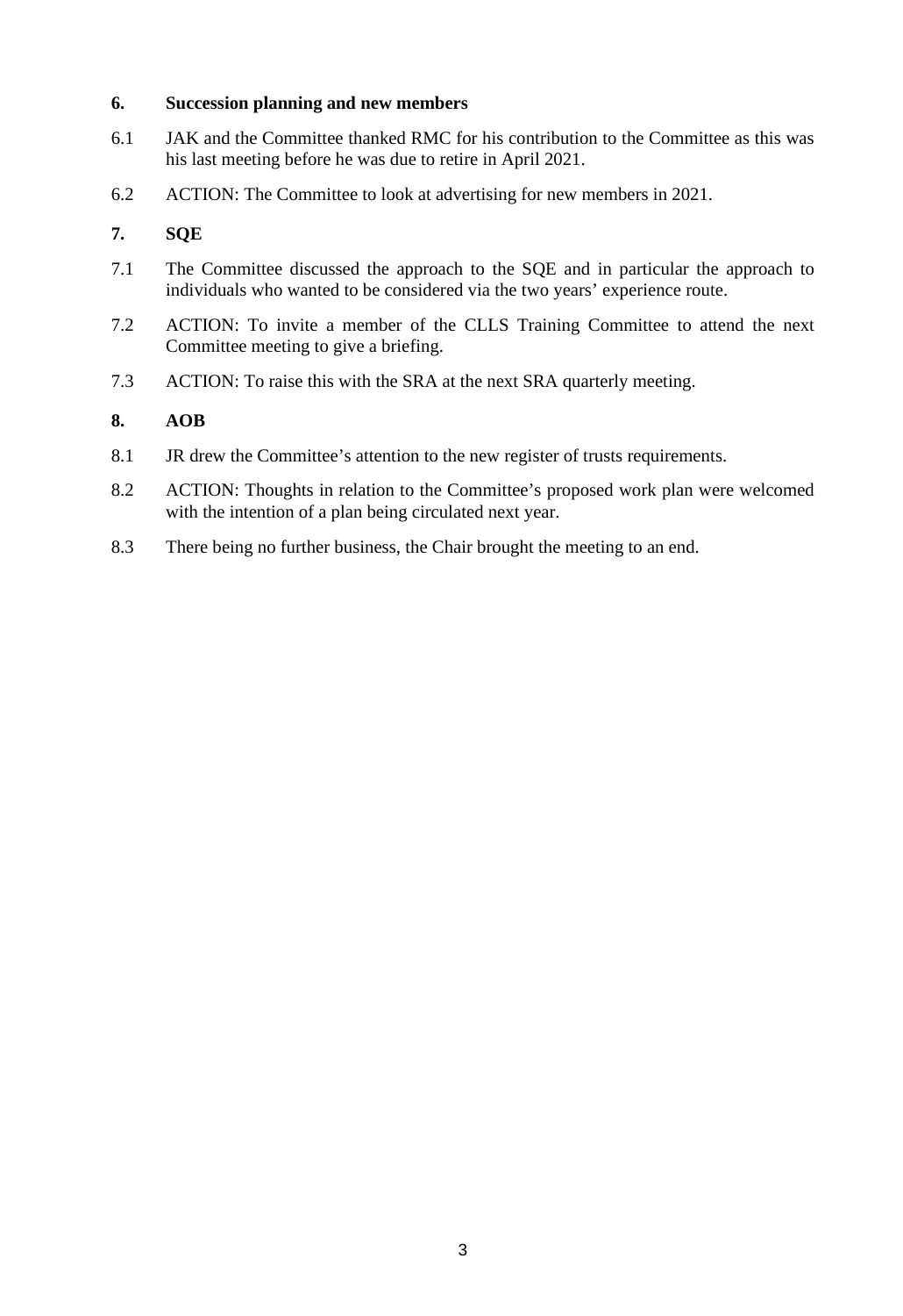## 6. Succession planning and new members

6.1 JAK and the Committee thanked RMC for his contribution to the Committee as this was his last meeting before he was due to retire in April 2021.

6.2 ACTION: The Committee to look at advertising for new members in 2021.

## 7. SQE

7.1 The Committee discussed the approach to the SQE and in particular the approach to individuals who wanted to be considered via the two years' experience route.

7.2 ACTION: To invite a member of the CLLS Training Committee to attend the next Committee meeting to give a briefing.

7.3 ACTION: To raise this with the SRA at the next SRA quarterly meeting.

## 8. AOB

8.1 JR drew the Committee's attention to the new register of trusts requirements.

8.2 ACTION: Thoughts in relation to the Committee's proposed work plan were welcomed with the intention of a plan being circulated next year.

8.3 There being no further business, the Chair brought the meeting to an end.